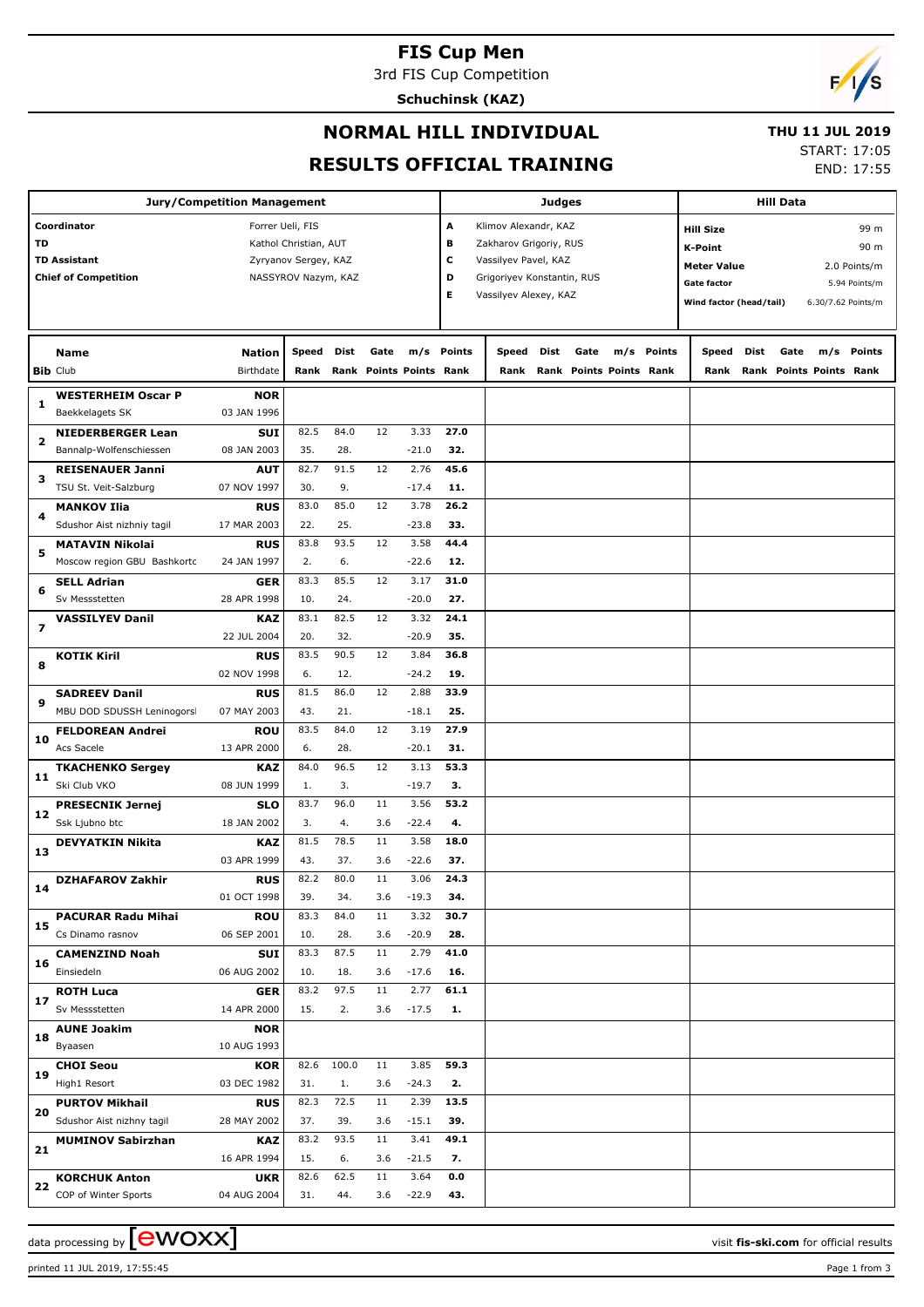# FIS Cup Men

3rd FIS Cup Competition

**Schuchinsk (KAZ)**

## NORMAL HILL INDIVIDUAL

## RESULTS OFFICIAL TRAINING

**THU 11 JUL 2019**

START: 17:05

END: 17:55

| Jury/Competition Management | | Judges | | Hill Data | |
|---|---|---|---|---|---|
| Coordinator | Forrer Ueli, FIS | A | Klimov Alexandr, KAZ | Hill Size | 99 m |
| TD | Kathol Christian, AUT | B | Zakharov Grigoriy, RUS | K-Point | 90 m |
| TD Assistant | Zyryanov Sergey, KAZ | C | Vassilyev Pavel, KAZ | Meter Value | 2.0 Points/m |
| Chief of Competition | NASSYROV Nazym, KAZ | D | Grigoriyev Konstantin, RUS | Gate factor | 5.94 Points/m |
| | | E | Vassilyev Alexey, KAZ | Wind factor (head/tail) | 6.30/7.62 Points/m |

| Bib | Name / Club | Nation / Birthdate | Speed / Rank | Dist / Rank | Gate / Points | m/s / Points | Points / Rank | Speed / Rank | Dist / Rank | Gate / Points | m/s / Points | Points / Rank | Speed / Rank | Dist / Rank | Gate / Points | m/s / Points | Points / Rank |
|---|---|---|---|---|---|---|---|---|---|---|---|---|---|---|---|---|---|
| 1 | **WESTERHEIM Oscar P** / Baekkelagets SK | **NOR** / 03 JAN 1996 | | | | | | | | | | | | | | | |
| 2 | **NIEDERBERGER Lean** / Bannalp-Wolfenschiessen | **SUI** / 08 JAN 2003 | 82.5 / 35. | 84.0 / 28. | 12 | 3.33 / -21.0 | **27.0** / **32.** | | | | | | | | | | |
| 3 | **REISENAUER Janni** / TSU St. Veit-Salzburg | **AUT** / 07 NOV 1997 | 82.7 / 30. | 91.5 / 9. | 12 | 2.76 / -17.4 | **45.6** / **11.** | | | | | | | | | | |
| 4 | **MANKOV Ilia** / Sdushor Aist nizhniy tagil | **RUS** / 17 MAR 2003 | 83.0 / 22. | 85.0 / 25. | 12 | 3.78 / -23.8 | **26.2** / **33.** | | | | | | | | | | |
| 5 | **MATAVIN Nikolai** / Moscow region GBU Bashkortc | **RUS** / 24 JAN 1997 | 83.8 / 2. | 93.5 / 6. | 12 | 3.58 / -22.6 | **44.4** / **12.** | | | | | | | | | | |
| 6 | **SELL Adrian** / Sv Messstetten | **GER** / 28 APR 1998 | 83.3 / 10. | 85.5 / 24. | 12 | 3.17 / -20.0 | **31.0** / **27.** | | | | | | | | | | |
| 7 | **VASSILYEV Danil** | **KAZ** / 22 JUL 2004 | 83.1 / 20. | 82.5 / 32. | 12 | 3.32 / -20.9 | **24.1** / **35.** | | | | | | | | | | |
| 8 | **KOTIK Kiril** | **RUS** / 02 NOV 1998 | 83.5 / 6. | 90.5 / 12. | 12 | 3.84 / -24.2 | **36.8** / **19.** | | | | | | | | | | |
| 9 | **SADREEV Danil** / MBU DOD SDUSSH Leningorsl | **RUS** / 07 MAY 2003 | 81.5 / 43. | 86.0 / 21. | 12 | 2.88 / -18.1 | **33.9** / **25.** | | | | | | | | | | |
| 10 | **FELDOREAN Andrei** / Acs Sacele | **ROU** / 13 APR 2000 | 83.5 / 6. | 84.0 / 28. | 12 | 3.19 / -20.1 | **27.9** / **31.** | | | | | | | | | | |
| 11 | **TKACHENKO Sergey** / Ski Club VKO | **KAZ** / 08 JUN 1999 | 84.0 / 1. | 96.5 / 3. | 12 | 3.13 / -19.7 | **53.3** / **3.** | | | | | | | | | | |
| 12 | **PRESECNIK Jernej** / Ssk Ljubno btc | **SLO** / 18 JAN 2002 | 83.7 / 3. | 96.0 / 4. | 11 / 3.6 | 3.56 / -22.4 | **53.2** / **4.** | | | | | | | | | | |
| 13 | **DEVYATKIN Nikita** | **KAZ** / 03 APR 1999 | 81.5 / 43. | 78.5 / 37. | 11 / 3.6 | 3.58 / -22.6 | **18.0** / **37.** | | | | | | | | | | |
| 14 | **DZHAFAROV Zakhir** | **RUS** / 01 OCT 1998 | 82.2 / 39. | 80.0 / 34. | 11 / 3.6 | 3.06 / -19.3 | **24.3** / **34.** | | | | | | | | | | |
| 15 | **PACURAR Radu Mihai** / Cs Dinamo rasnov | **ROU** / 06 SEP 2001 | 83.3 / 10. | 84.0 / 28. | 11 / 3.6 | 3.32 / -20.9 | **30.7** / **28.** | | | | | | | | | | |
| 16 | **CAMENZIND Noah** / Einsiedeln | **SUI** / 06 AUG 2002 | 83.3 / 10. | 87.5 / 18. | 11 / 3.6 | 2.79 / -17.6 | **41.0** / **16.** | | | | | | | | | | |
| 17 | **ROTH Luca** / Sv Messstetten | **GER** / 14 APR 2000 | 83.2 / 15. | 97.5 / 2. | 11 / 3.6 | 2.77 / -17.5 | **61.1** / **1.** | | | | | | | | | | |
| 18 | **AUNE Joakim** / Byaasen | **NOR** / 10 AUG 1993 | | | | | | | | | | | | | | | |
| 19 | **CHOI Seou** / High1 Resort | **KOR** / 03 DEC 1982 | 82.6 / 31. | 100.0 / 1. | 11 / 3.6 | 3.85 / -24.3 | **59.3** / **2.** | | | | | | | | | | |
| 20 | **PURTOV Mikhail** / Sdushor Aist nizhny tagil | **RUS** / 28 MAY 2002 | 82.3 / 37. | 72.5 / 39. | 11 / 3.6 | 2.39 / -15.1 | **13.5** / **39.** | | | | | | | | | | |
| 21 | **MUMINOV Sabirzhan** | **KAZ** / 16 APR 1994 | 83.2 / 15. | 93.5 / 6. | 11 / 3.6 | 3.41 / -21.5 | **49.1** / **7.** | | | | | | | | | | |
| 22 | **KORCHUK Anton** / COP of Winter Sports | **UKR** / 04 AUG 2004 | 82.6 / 31. | 62.5 / 44. | 11 / 3.6 | 3.64 / -22.9 | **0.0** / **43.** | | | | | | | | | | |

data processing by ewoxx — visit fis-ski.com for official results

printed 11 JUL 2019, 17:55:45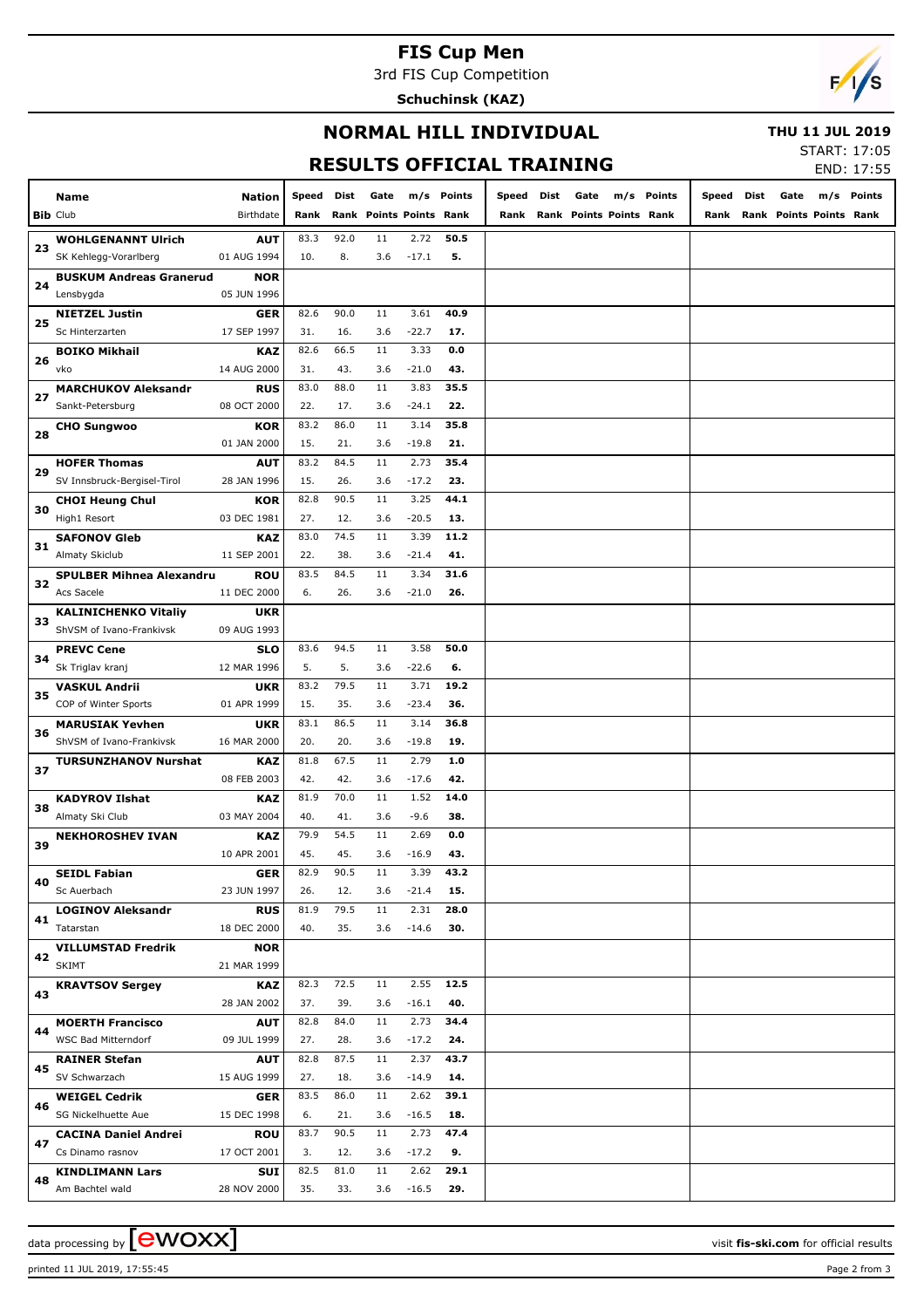# FIS Cup Men

3rd FIS Cup Competition

**Schuchinsk (KAZ)**

## NORMAL HILL INDIVIDUAL

**THU 11 JUL 2019**

## RESULTS OFFICIAL TRAINING

START: 17:05
END: 17:55

| Bib | Name / Club | Nation / Birthdate | Speed / Rank | Dist / Rank | Gate / Points | m/s / Points | Points / Rank | Speed / Rank | Dist / Rank | Gate / Points | m/s / Points | Points / Rank | Speed / Rank | Dist / Rank | Gate / Points | m/s / Points | Points / Rank |
|---|---|---|---|---|---|---|---|---|---|---|---|---|---|---|---|---|---|
| 23 | **WOHLGENANNT Ulrich** / SK Kehlegg-Vorarlberg | **AUT** / 01 AUG 1994 | 83.3 / 10. | 92.0 / 8. | 11 / 3.6 | 2.72 / -17.1 | **50.5** / **5.** | | | | | | | | | | |
| 24 | **BUSKUM Andreas Granerud** / Lensbygda | **NOR** / 05 JUN 1996 | | | | | | | | | | | | | | | |
| 25 | **NIETZEL Justin** / Sc Hinterzarten | **GER** / 17 SEP 1997 | 82.6 / 31. | 90.0 / 16. | 11 / 3.6 | 3.61 / -22.7 | **40.9** / **17.** | | | | | | | | | | |
| 26 | **BOIKO Mikhail** / vko | **KAZ** / 14 AUG 2000 | 82.6 / 31. | 66.5 / 43. | 11 / 3.6 | 3.33 / -21.0 | **0.0** / **43.** | | | | | | | | | | |
| 27 | **MARCHUKOV Aleksandr** / Sankt-Petersburg | **RUS** / 08 OCT 2000 | 83.0 / 22. | 88.0 / 17. | 11 / 3.6 | 3.83 / -24.1 | **35.5** / **22.** | | | | | | | | | | |
| 28 | **CHO Sungwoo** | **KOR** / 01 JAN 2000 | 83.2 / 15. | 86.0 / 21. | 11 / 3.6 | 3.14 / -19.8 | **35.8** / **21.** | | | | | | | | | | |
| 29 | **HOFER Thomas** / SV Innsbruck-Bergisel-Tirol | **AUT** / 28 JAN 1996 | 83.2 / 15. | 84.5 / 26. | 11 / 3.6 | 2.73 / -17.2 | **35.4** / **23.** | | | | | | | | | | |
| 30 | **CHOI Heung Chul** / High1 Resort | **KOR** / 03 DEC 1981 | 82.8 / 27. | 90.5 / 12. | 11 / 3.6 | 3.25 / -20.5 | **44.1** / **13.** | | | | | | | | | | |
| 31 | **SAFONOV Gleb** / Almaty Skiclub | **KAZ** / 11 SEP 2001 | 83.0 / 22. | 74.5 / 38. | 11 / 3.6 | 3.39 / -21.4 | **11.2** / **41.** | | | | | | | | | | |
| 32 | **SPULBER Mihnea Alexandru** / Acs Sacele | **ROU** / 11 DEC 2000 | 83.5 / 6. | 84.5 / 26. | 11 / 3.6 | 3.34 / -21.0 | **31.6** / **26.** | | | | | | | | | | |
| 33 | **KALINICHENKO Vitaliy** / ShVSM of Ivano-Frankivsk | **UKR** / 09 AUG 1993 | | | | | | | | | | | | | | | |
| 34 | **PREVC Cene** / Sk Triglav kranj | **SLO** / 12 MAR 1996 | 83.6 / 5. | 94.5 / 5. | 11 / 3.6 | 3.58 / -22.6 | **50.0** / **6.** | | | | | | | | | | |
| 35 | **VASKUL Andrii** / COP of Winter Sports | **UKR** / 01 APR 1999 | 83.2 / 15. | 79.5 / 35. | 11 / 3.6 | 3.71 / -23.4 | **19.2** / **36.** | | | | | | | | | | |
| 36 | **MARUSIAK Yevhen** / ShVSM of Ivano-Frankivsk | **UKR** / 16 MAR 2000 | 83.1 / 20. | 86.5 / 20. | 11 / 3.6 | 3.14 / -19.8 | **36.8** / **19.** | | | | | | | | | | |
| 37 | **TURSUNZHANOV Nurshat** | **KAZ** / 08 FEB 2003 | 81.8 / 42. | 67.5 / 42. | 11 / 3.6 | 2.79 / -17.6 | **1.0** / **42.** | | | | | | | | | | |
| 38 | **KADYROV Ilshat** / Almaty Ski Club | **KAZ** / 03 MAY 2004 | 81.9 / 40. | 70.0 / 41. | 11 / 3.6 | 1.52 / -9.6 | **14.0** / **38.** | | | | | | | | | | |
| 39 | **NEKHOROSHEV IVAN** | **KAZ** / 10 APR 2001 | 79.9 / 45. | 54.5 / 45. | 11 / 3.6 | 2.69 / -16.9 | **0.0** / **43.** | | | | | | | | | | |
| 40 | **SEIDL Fabian** / Sc Auerbach | **GER** / 23 JUN 1997 | 82.9 / 26. | 90.5 / 12. | 11 / 3.6 | 3.39 / -21.4 | **43.2** / **15.** | | | | | | | | | | |
| 41 | **LOGINOV Aleksandr** / Tatarstan | **RUS** / 18 DEC 2000 | 81.9 / 40. | 79.5 / 35. | 11 / 3.6 | 2.31 / -14.6 | **28.0** / **30.** | | | | | | | | | | |
| 42 | **VILLUMSTAD Fredrik** / SKIMT | **NOR** / 21 MAR 1999 | | | | | | | | | | | | | | | |
| 43 | **KRAVTSOV Sergey** | **KAZ** / 28 JAN 2002 | 82.3 / 37. | 72.5 / 39. | 11 / 3.6 | 2.55 / -16.1 | **12.5** / **40.** | | | | | | | | | | |
| 44 | **MOERTH Francisco** / WSC Bad Mitterndorf | **AUT** / 09 JUL 1999 | 82.8 / 27. | 84.0 / 28. | 11 / 3.6 | 2.73 / -17.2 | **34.4** / **24.** | | | | | | | | | | |
| 45 | **RAINER Stefan** / SV Schwarzach | **AUT** / 15 AUG 1999 | 82.8 / 27. | 87.5 / 18. | 11 / 3.6 | 2.37 / -14.9 | **43.7** / **14.** | | | | | | | | | | |
| 46 | **WEIGEL Cedrik** / SG Nickelhuette Aue | **GER** / 15 DEC 1998 | 83.5 / 6. | 86.0 / 21. | 11 / 3.6 | 2.62 / -16.5 | **39.1** / **18.** | | | | | | | | | | |
| 47 | **CACINA Daniel Andrei** / Cs Dinamo rasnov | **ROU** / 17 OCT 2001 | 83.7 / 3. | 90.5 / 12. | 11 / 3.6 | 2.73 / -17.2 | **47.4** / **9.** | | | | | | | | | | |
| 48 | **KINDLIMANN Lars** / Am Bachtel wald | **SUI** / 28 NOV 2000 | 82.5 / 35. | 81.0 / 33. | 11 / 3.6 | 2.62 / -16.5 | **29.1** / **29.** | | | | | | | | | | |

data processing by ewoxx — visit **fis-ski.com** for official results

printed 11 JUL 2019, 17:55:45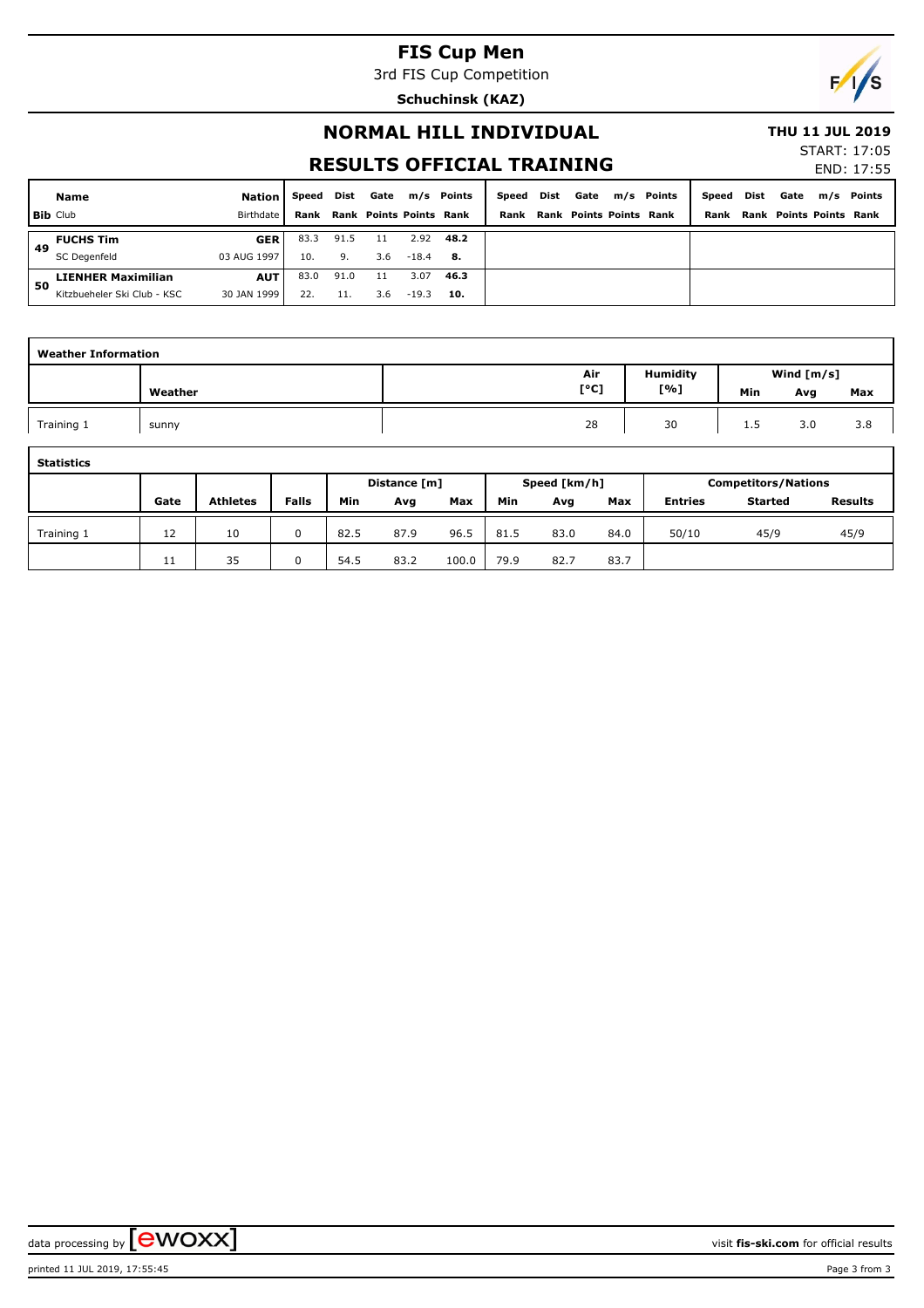# FIS Cup Men

3rd FIS Cup Competition

**Schuchinsk (KAZ)**

## NORMAL HILL INDIVIDUAL

**THU 11 JUL 2019**

START: 17:05

END: 17:55

## RESULTS OFFICIAL TRAINING

| Bib | Name / Club | Nation / Birthdate | Speed / Rank | Dist / Rank | Gate / Points | m/s / Points | Points / Rank | Speed / Rank | Dist / Rank | Gate / Points | m/s / Points | Points / Rank | Speed / Rank | Dist / Rank | Gate / Points | m/s / Points | Points / Rank |
|---|---|---|---|---|---|---|---|---|---|---|---|---|---|---|---|---|---|
| 49 | **FUCHS Tim** | **GER** | 83.3 | 91.5 | 11 | 2.92 | **48.2** | | | | | | | | | | |
| | SC Degenfeld | 03 AUG 1997 | 10. | 9. | 3.6 | -18.4 | **8.** | | | | | | | | | | |
| 50 | **LIENHER Maximilian** | **AUT** | 83.0 | 91.0 | 11 | 3.07 | **46.3** | | | | | | | | | | |
| | Kitzbueheler Ski Club - KSC | 30 JAN 1999 | 22. | 11. | 3.6 | -19.3 | **10.** | | | | | | | | | | |

### Weather Information

| | Weather | Air [°C] | Humidity [%] | Wind [m/s] Min | Avg | Max |
|---|---|---|---|---|---|---|
| Training 1 | sunny | 28 | 30 | 1.5 | 3.0 | 3.8 |

### Statistics

| | Gate | Athletes | Falls | Distance [m] Min | Avg | Max | Speed [km/h] Min | Avg | Max | Competitors/Nations Entries | Started | Results |
|---|---|---|---|---|---|---|---|---|---|---|---|---|
| Training 1 | 12 | 10 | 0 | 82.5 | 87.9 | 96.5 | 81.5 | 83.0 | 84.0 | 50/10 | 45/9 | 45/9 |
| | 11 | 35 | 0 | 54.5 | 83.2 | 100.0 | 79.9 | 82.7 | 83.7 | | | |

data processing by [ewoxx] visit **fis-ski.com** for official results

printed 11 JUL 2019, 17:55:45